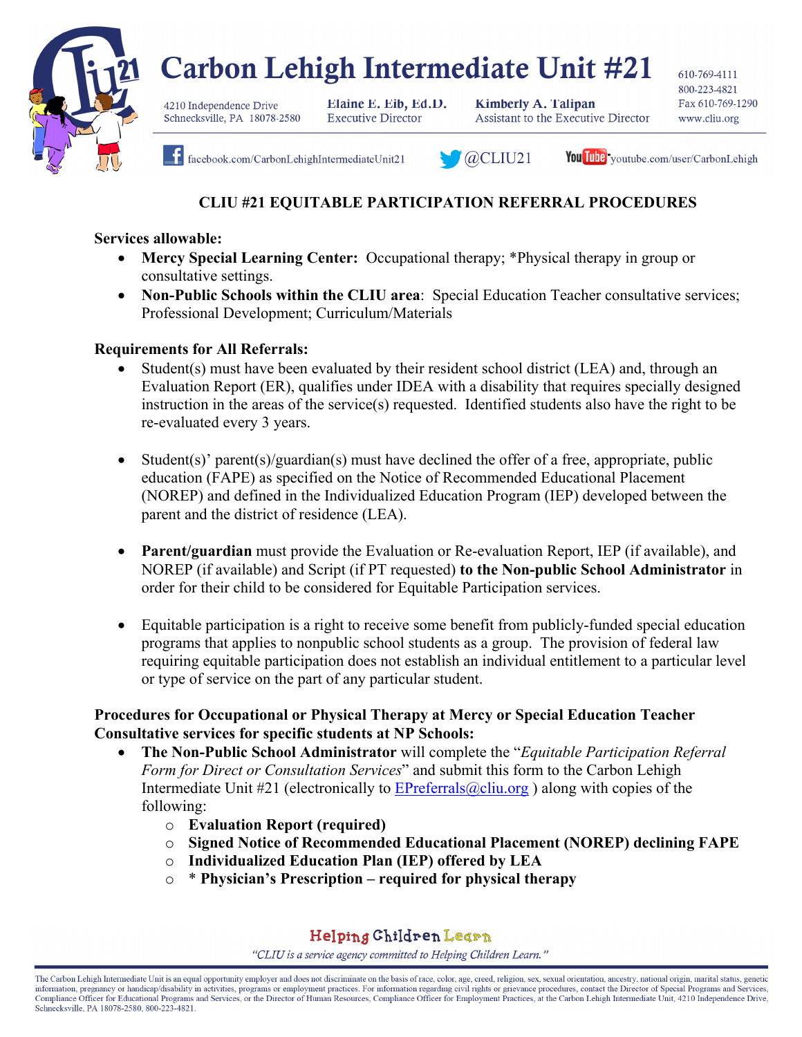# Carbon Lehigh Intermediate Unit #21

4210 Independence Drive
Schnecksville, PA 18078-2580

**Elaine E. Eib, Ed.D.**
Executive Director

**Kimberly A. Talipan**
Assistant to the Executive Director

610-769-4111
800-223-4821
Fax 610-769-1290
www.cliu.org

facebook.com/CarbonLehighIntermediateUnit21 @CLIU21 youtube.com/user/CarbonLehigh

## CLIU #21 EQUITABLE PARTICIPATION REFERRAL PROCEDURES

**Services allowable:**

- **Mercy Special Learning Center:** Occupational therapy; *Physical therapy in group or consultative settings.
- **Non-Public Schools within the CLIU area**: Special Education Teacher consultative services; Professional Development; Curriculum/Materials

**Requirements for All Referrals:**

- Student(s) must have been evaluated by their resident school district (LEA) and, through an Evaluation Report (ER), qualifies under IDEA with a disability that requires specially designed instruction in the areas of the service(s) requested. Identified students also have the right to be re-evaluated every 3 years.
- Student(s)' parent(s)/guardian(s) must have declined the offer of a free, appropriate, public education (FAPE) as specified on the Notice of Recommended Educational Placement (NOREP) and defined in the Individualized Education Program (IEP) developed between the parent and the district of residence (LEA).
- **Parent/guardian** must provide the Evaluation or Re-evaluation Report, IEP (if available), and NOREP (if available) and Script (if PT requested) **to the Non-public School Administrator** in order for their child to be considered for Equitable Participation services.
- Equitable participation is a right to receive some benefit from publicly-funded special education programs that applies to nonpublic school students as a group. The provision of federal law requiring equitable participation does not establish an individual entitlement to a particular level or type of service on the part of any particular student.

**Procedures for Occupational or Physical Therapy at Mercy or Special Education Teacher Consultative services for specific students at NP Schools:**

- **The Non-Public School Administrator** will complete the "*Equitable Participation Referral Form for Direct or Consultation Services*" and submit this form to the Carbon Lehigh Intermediate Unit #21 (electronically to EPreferrals@cliu.org ) along with copies of the following:
  - **Evaluation Report (required)**
  - **Signed Notice of Recommended Educational Placement (NOREP) declining FAPE**
  - **Individualized Education Plan (IEP) offered by LEA**
  - **\* Physician's Prescription – required for physical therapy**

Helping Children Learn

*"CLIU is a service agency committed to Helping Children Learn."*

The Carbon Lehigh Intermediate Unit is an equal opportunity employer and does not discriminate on the basis of race, color, age, creed, religion, sex, sexual orientation, ancestry, national origin, marital status, genetic information, pregnancy or handicap/disability in activities, programs or employment practices. For information regarding civil rights or grievance procedures, contact the Director of Special Programs and Services, Compliance Officer for Educational Programs and Services, or the Director of Human Resources, Compliance Officer for Employment Practices, at the Carbon Lehigh Intermediate Unit, 4210 Independence Drive, Schnecksville, PA 18078-2580, 800-223-4821.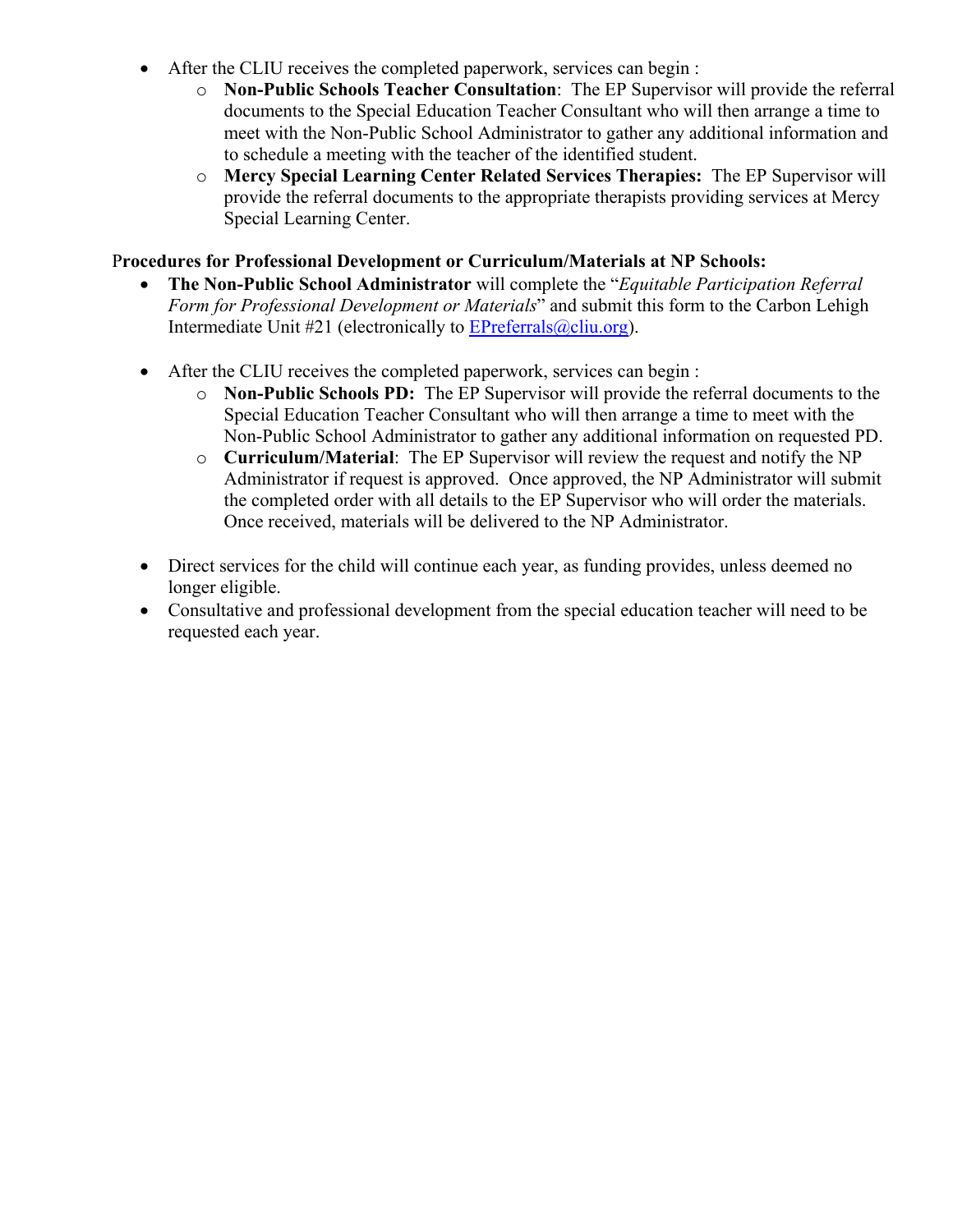- After the CLIU receives the completed paperwork, services can begin :
  - **Non-Public Schools Teacher Consultation**: The EP Supervisor will provide the referral documents to the Special Education Teacher Consultant who will then arrange a time to meet with the Non-Public School Administrator to gather any additional information and to schedule a meeting with the teacher of the identified student.
  - **Mercy Special Learning Center Related Services Therapies:** The EP Supervisor will provide the referral documents to the appropriate therapists providing services at Mercy Special Learning Center.

**Procedures for Professional Development or Curriculum/Materials at NP Schools:**

- **The Non-Public School Administrator** will complete the "*Equitable Participation Referral Form for Professional Development or Materials*" and submit this form to the Carbon Lehigh Intermediate Unit #21 (electronically to EPreferrals@cliu.org).

- After the CLIU receives the completed paperwork, services can begin :
  - **Non-Public Schools PD:** The EP Supervisor will provide the referral documents to the Special Education Teacher Consultant who will then arrange a time to meet with the Non-Public School Administrator to gather any additional information on requested PD.
  - **Curriculum/Material**: The EP Supervisor will review the request and notify the NP Administrator if request is approved. Once approved, the NP Administrator will submit the completed order with all details to the EP Supervisor who will order the materials. Once received, materials will be delivered to the NP Administrator.

- Direct services for the child will continue each year, as funding provides, unless deemed no longer eligible.
- Consultative and professional development from the special education teacher will need to be requested each year.